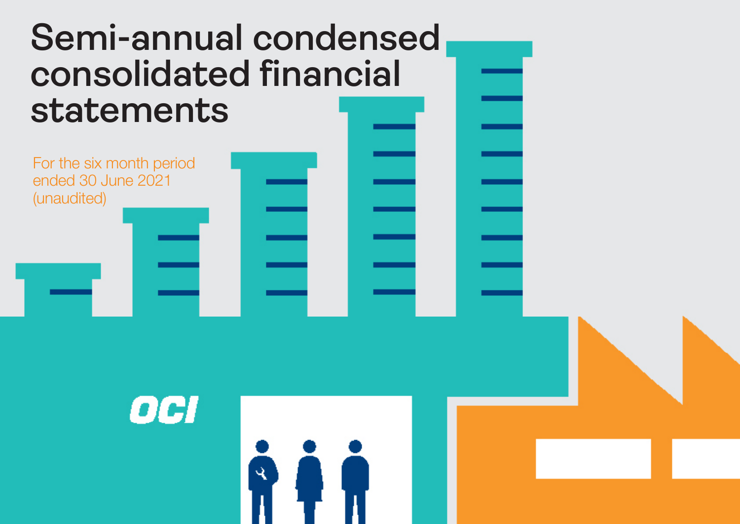# Semi-annual condensed consolidated financial statements

For the six month period ended 30 June 2021 (unaudited)

OCI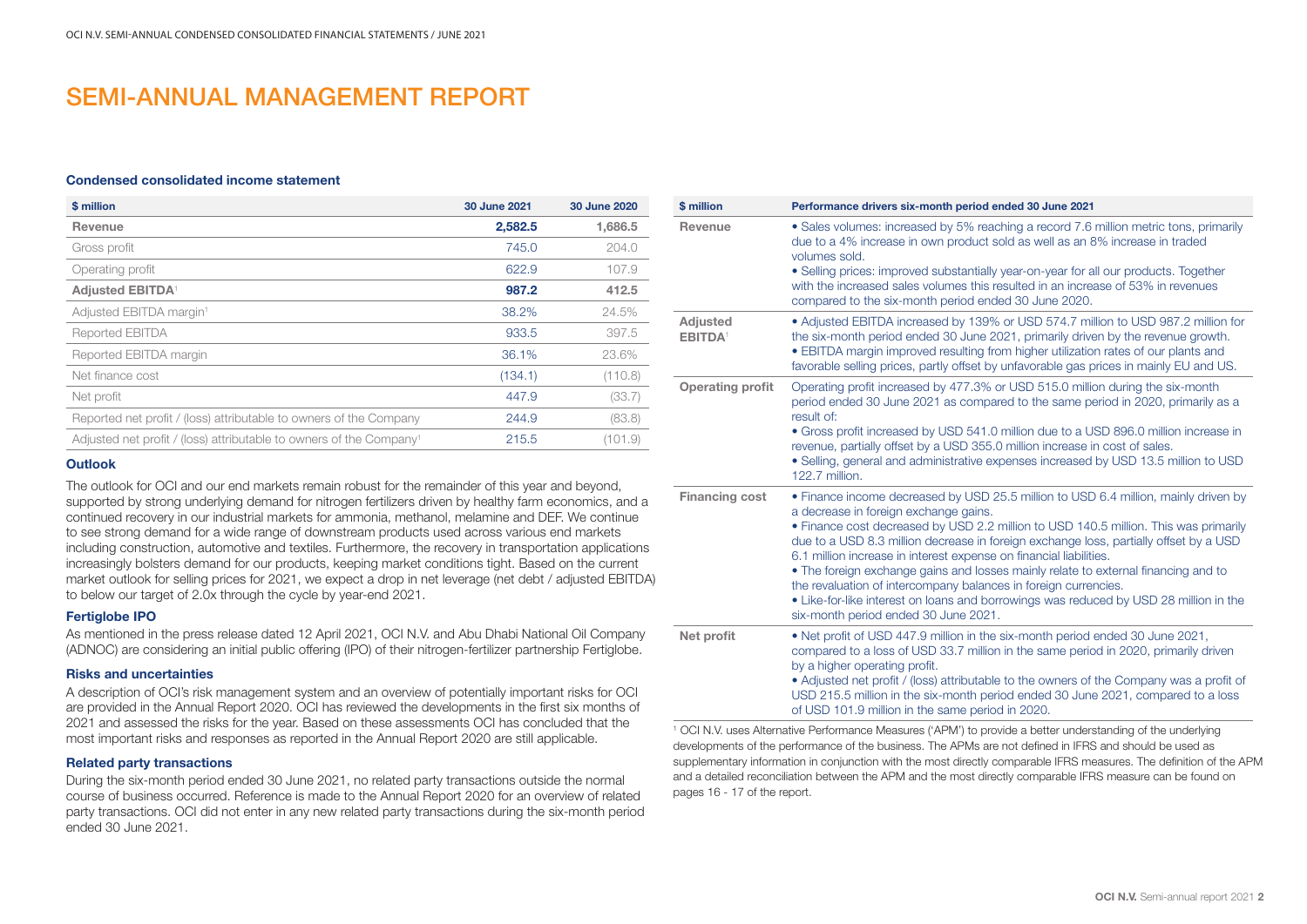# SEMI-ANNUAL MANAGEMENT REPORT

### Condensed consolidated income statement

| \$ million | 30 June 2021 | 30 June 2020 |
|---|---|---|
| **Revenue** | **2,582.5** | **1,686.5** |
| Gross profit | 745.0 | 204.0 |
| Operating profit | 622.9 | 107.9 |
| **Adjusted EBITDA**[1] | **987.2** | **412.5** |
| Adjusted EBITDA margin[1] | 38.2% | 24.5% |
| Reported EBITDA | 933.5 | 397.5 |
| Reported EBITDA margin | 36.1% | 23.6% |
| Net finance cost | (134.1) | (110.8) |
| Net profit | 447.9 | (33.7) |
| Reported net profit / (loss) attributable to owners of the Company | 244.9 | (83.8) |
| Adjusted net profit / (loss) attributable to owners of the Company[1] | 215.5 | (101.9) |

### Outlook

The outlook for OCI and our end markets remain robust for the remainder of this year and beyond, supported by strong underlying demand for nitrogen fertilizers driven by healthy farm economics, and a continued recovery in our industrial markets for ammonia, methanol, melamine and DEF. We continue to see strong demand for a wide range of downstream products used across various end markets including construction, automotive and textiles. Furthermore, the recovery in transportation applications increasingly bolsters demand for our products, keeping market conditions tight. Based on the current market outlook for selling prices for 2021, we expect a drop in net leverage (net debt / adjusted EBITDA) to below our target of 2.0x through the cycle by year-end 2021.

### Fertiglobe IPO

As mentioned in the press release dated 12 April 2021, OCI N.V. and Abu Dhabi National Oil Company (ADNOC) are considering an initial public offering (IPO) of their nitrogen-fertilizer partnership Fertiglobe.

### Risks and uncertainties

A description of OCI's risk management system and an overview of potentially important risks for OCI are provided in the Annual Report 2020. OCI has reviewed the developments in the first six months of 2021 and assessed the risks for the year. Based on these assessments OCI has concluded that the most important risks and responses as reported in the Annual Report 2020 are still applicable.

### Related party transactions

During the six-month period ended 30 June 2021, no related party transactions outside the normal course of business occurred. Reference is made to the Annual Report 2020 for an overview of related party transactions. OCI did not enter in any new related party transactions during the six-month period ended 30 June 2021.

| \$ million | Performance drivers six-month period ended 30 June 2021 |
|---|---|
| **Revenue** | • Sales volumes: increased by 5% reaching a record 7.6 million metric tons, primarily due to a 4% increase in own product sold as well as an 8% increase in traded volumes sold.<br>• Selling prices: improved substantially year-on-year for all our products. Together with the increased sales volumes this resulted in an increase of 53% in revenues compared to the six-month period ended 30 June 2020. |
| **Adjusted EBITDA**[1] | • Adjusted EBITDA increased by 139% or USD 574.7 million to USD 987.2 million for the six-month period ended 30 June 2021, primarily driven by the revenue growth.<br>• EBITDA margin improved resulting from higher utilization rates of our plants and favorable selling prices, partly offset by unfavorable gas prices in mainly EU and US. |
| **Operating profit** | Operating profit increased by 477.3% or USD 515.0 million during the six-month period ended 30 June 2021 as compared to the same period in 2020, primarily as a result of:<br>• Gross profit increased by USD 541.0 million due to a USD 896.0 million increase in revenue, partially offset by a USD 355.0 million increase in cost of sales.<br>• Selling, general and administrative expenses increased by USD 13.5 million to USD 122.7 million. |
| **Financing cost** | • Finance income decreased by USD 25.5 million to USD 6.4 million, mainly driven by a decrease in foreign exchange gains.<br>• Finance cost decreased by USD 2.2 million to USD 140.5 million. This was primarily due to a USD 8.3 million decrease in foreign exchange loss, partially offset by a USD 6.1 million increase in interest expense on financial liabilities.<br>• The foreign exchange gains and losses mainly relate to external financing and to the revaluation of intercompany balances in foreign currencies.<br>• Like-for-like interest on loans and borrowings was reduced by USD 28 million in the six-month period ended 30 June 2021. |
| **Net profit** | • Net profit of USD 447.9 million in the six-month period ended 30 June 2021, compared to a loss of USD 33.7 million in the same period in 2020, primarily driven by a higher operating profit.<br>• Adjusted net profit / (loss) attributable to the owners of the Company was a profit of USD 215.5 million in the six-month period ended 30 June 2021, compared to a loss of USD 101.9 million in the same period in 2020. |

[1] OCI N.V. uses Alternative Performance Measures ('APM') to provide a better understanding of the underlying developments of the performance of the business. The APMs are not defined in IFRS and should be used as supplementary information in conjunction with the most directly comparable IFRS measures. The definition of the APM and a detailed reconciliation between the APM and the most directly comparable IFRS measure can be found on pages 16 - 17 of the report.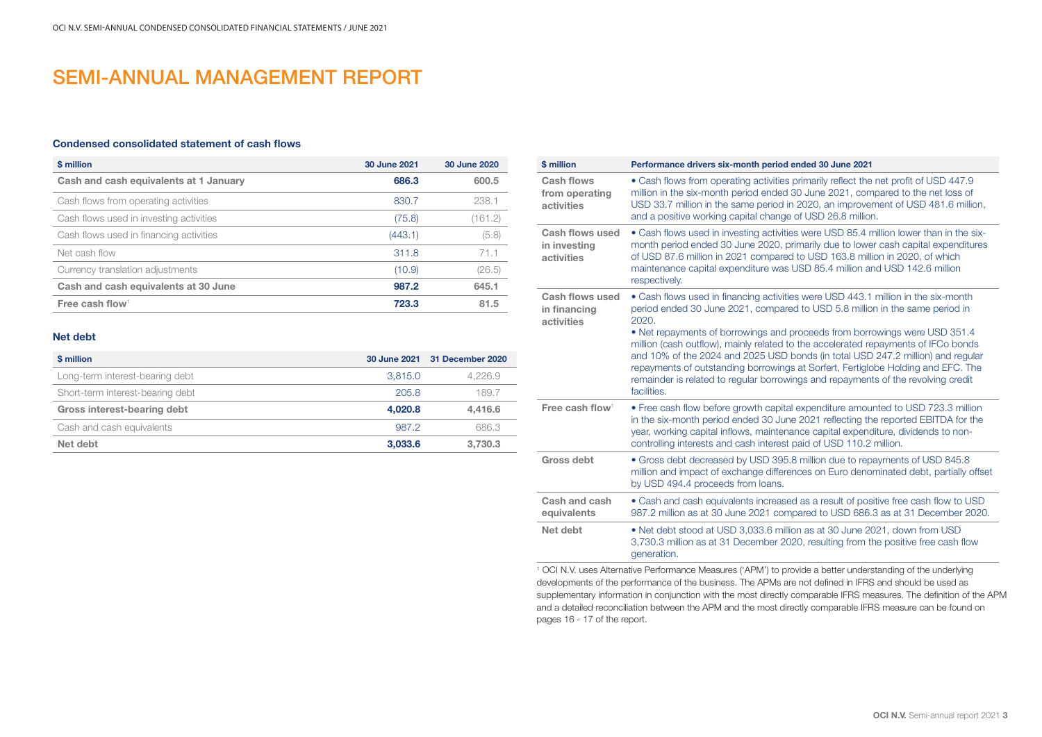# SEMI-ANNUAL MANAGEMENT REPORT

### Condensed consolidated statement of cash flows

| $ million | 30 June 2021 | 30 June 2020 |
|---|---|---|
| **Cash and cash equivalents at 1 January** | **686.3** | **600.5** |
| Cash flows from operating activities | 830.7 | 238.1 |
| Cash flows used in investing activities | (75.8) | (161.2) |
| Cash flows used in financing activities | (443.1) | (5.8) |
| Net cash flow | 311.8 | 71.1 |
| Currency translation adjustments | (10.9) | (26.5) |
| **Cash and cash equivalents at 30 June** | **987.2** | **645.1** |
| **Free cash flow**[1] | **723.3** | **81.5** |

### Net debt

| $ million | 30 June 2021 | 31 December 2020 |
|---|---|---|
| Long-term interest-bearing debt | 3,815.0 | 4,226.9 |
| Short-term interest-bearing debt | 205.8 | 189.7 |
| **Gross interest-bearing debt** | **4,020.8** | **4,416.6** |
| Cash and cash equivalents | 987.2 | 686.3 |
| **Net debt** | **3,033.6** | **3,730.3** |

| $ million | Performance drivers six-month period ended 30 June 2021 |
|---|---|
| **Cash flows from operating activities** | • Cash flows from operating activities primarily reflect the net profit of USD 447.9 million in the six-month period ended 30 June 2021, compared to the net loss of USD 33.7 million in the same period in 2020, an improvement of USD 481.6 million, and a positive working capital change of USD 26.8 million. |
| **Cash flows used in investing activities** | • Cash flows used in investing activities were USD 85.4 million lower than in the six-month period ended 30 June 2020, primarily due to lower cash capital expenditures of USD 87.6 million in 2021 compared to USD 163.8 million in 2020, of which maintenance capital expenditure was USD 85.4 million and USD 142.6 million respectively. |
| **Cash flows used in financing activities** | • Cash flows used in financing activities were USD 443.1 million in the six-month period ended 30 June 2021, compared to USD 5.8 million in the same period in 2020. <br> • Net repayments of borrowings and proceeds from borrowings were USD 351.4 million (cash outflow), mainly related to the accelerated repayments of IFCo bonds and 10% of the 2024 and 2025 USD bonds (in total USD 247.2 million) and regular repayments of outstanding borrowings at Sorfert, Fertiglobe Holding and EFC. The remainder is related to regular borrowings and repayments of the revolving credit facilities. |
| **Free cash flow**[1] | • Free cash flow before growth capital expenditure amounted to USD 723.3 million in the six-month period ended 30 June 2021 reflecting the reported EBITDA for the year, working capital inflows, maintenance capital expenditure, dividends to non-controlling interests and cash interest paid of USD 110.2 million. |
| **Gross debt** | • Gross debt decreased by USD 395.8 million due to repayments of USD 845.8 million and impact of exchange differences on Euro denominated debt, partially offset by USD 494.4 proceeds from loans. |
| **Cash and cash equivalents** | • Cash and cash equivalents increased as a result of positive free cash flow to USD 987.2 million as at 30 June 2021 compared to USD 686.3 as at 31 December 2020. |
| **Net debt** | • Net debt stood at USD 3,033.6 million as at 30 June 2021, down from USD 3,730.3 million as at 31 December 2020, resulting from the positive free cash flow generation. |

[1] OCI N.V. uses Alternative Performance Measures ('APM') to provide a better understanding of the underlying developments of the performance of the business. The APMs are not defined in IFRS and should be used as supplementary information in conjunction with the most directly comparable IFRS measures. The definition of the APM and a detailed reconciliation between the APM and the most directly comparable IFRS measure can be found on pages 16 - 17 of the report.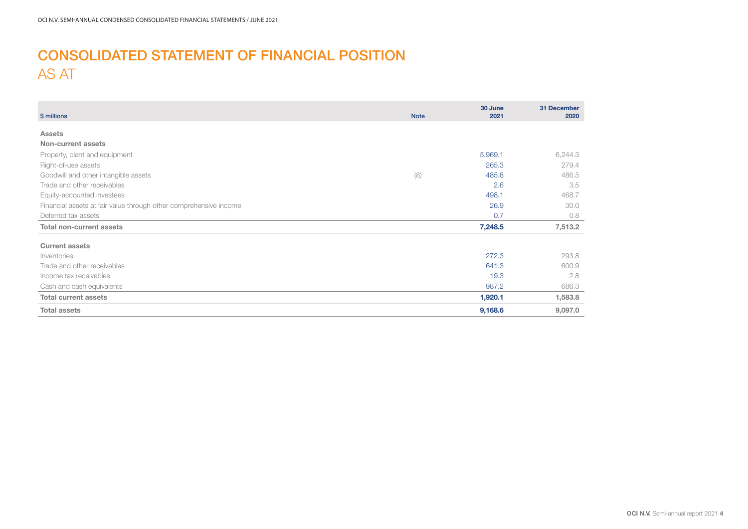# CONSOLIDATED STATEMENT OF FINANCIAL POSITION
## AS AT

| $ millions | Note | 30 June 2021 | 31 December 2020 |
|---|---|---|---|
| **Assets** | | | |
| **Non-current assets** | | | |
| Property, plant and equipment | | 5,969.1 | 6,244.3 |
| Right-of-use assets | | 265.3 | 279.4 |
| Goodwill and other intangible assets | (8) | 485.8 | 486.5 |
| Trade and other receivables | | 2.6 | 3.5 |
| Equity-accounted investees | | 498.1 | 468.7 |
| Financial assets at fair value through other comprehensive income | | 26.9 | 30.0 |
| Deferred tax assets | | 0.7 | 0.8 |
| **Total non-current assets** | | **7,248.5** | **7,513.2** |
| **Current assets** | | | |
| Inventories | | 272.3 | 293.8 |
| Trade and other receivables | | 641.3 | 600.9 |
| Income tax receivables | | 19.3 | 2.8 |
| Cash and cash equivalents | | 987.2 | 686.3 |
| **Total current assets** | | **1,920.1** | **1,583.8** |
| **Total assets** | | **9,168.6** | **9,097.0** |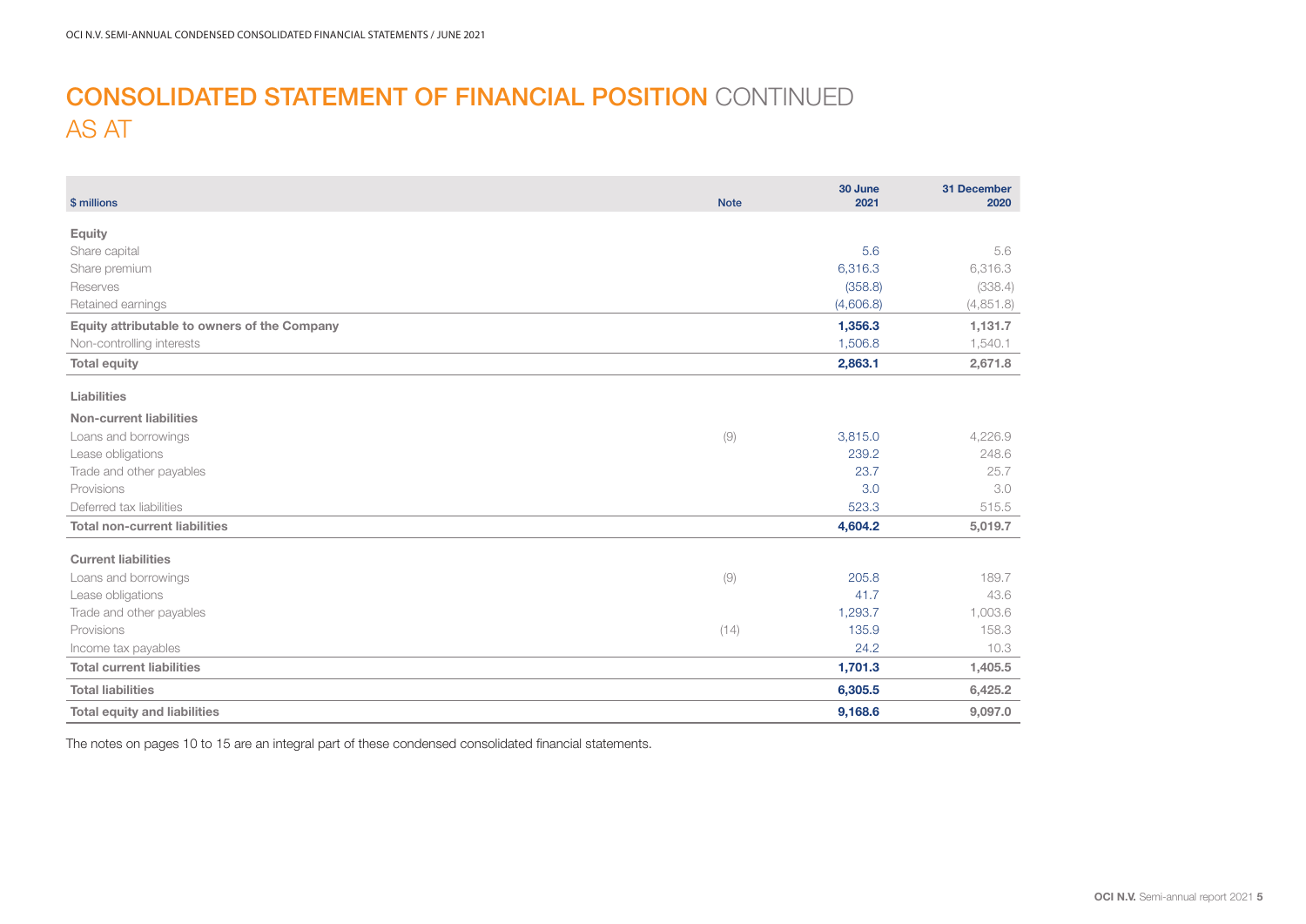# CONSOLIDATED STATEMENT OF FINANCIAL POSITION CONTINUED

## AS AT

| $ millions | Note | 30 June 2021 | 31 December 2020 |
|---|---|---|---|
| **Equity** | | | |
| Share capital | | 5.6 | 5.6 |
| Share premium | | 6,316.3 | 6,316.3 |
| Reserves | | (358.8) | (338.4) |
| Retained earnings | | (4,606.8) | (4,851.8) |
| **Equity attributable to owners of the Company** | | **1,356.3** | **1,131.7** |
| Non-controlling interests | | 1,506.8 | 1,540.1 |
| **Total equity** | | **2,863.1** | **2,671.8** |
| **Liabilities** | | | |
| **Non-current liabilities** | | | |
| Loans and borrowings | (9) | 3,815.0 | 4,226.9 |
| Lease obligations | | 239.2 | 248.6 |
| Trade and other payables | | 23.7 | 25.7 |
| Provisions | | 3.0 | 3.0 |
| Deferred tax liabilities | | 523.3 | 515.5 |
| **Total non-current liabilities** | | **4,604.2** | **5,019.7** |
| **Current liabilities** | | | |
| Loans and borrowings | (9) | 205.8 | 189.7 |
| Lease obligations | | 41.7 | 43.6 |
| Trade and other payables | | 1,293.7 | 1,003.6 |
| Provisions | (14) | 135.9 | 158.3 |
| Income tax payables | | 24.2 | 10.3 |
| **Total current liabilities** | | **1,701.3** | **1,405.5** |
| **Total liabilities** | | **6,305.5** | **6,425.2** |
| **Total equity and liabilities** | | **9,168.6** | **9,097.0** |

The notes on pages 10 to 15 are an integral part of these condensed consolidated financial statements.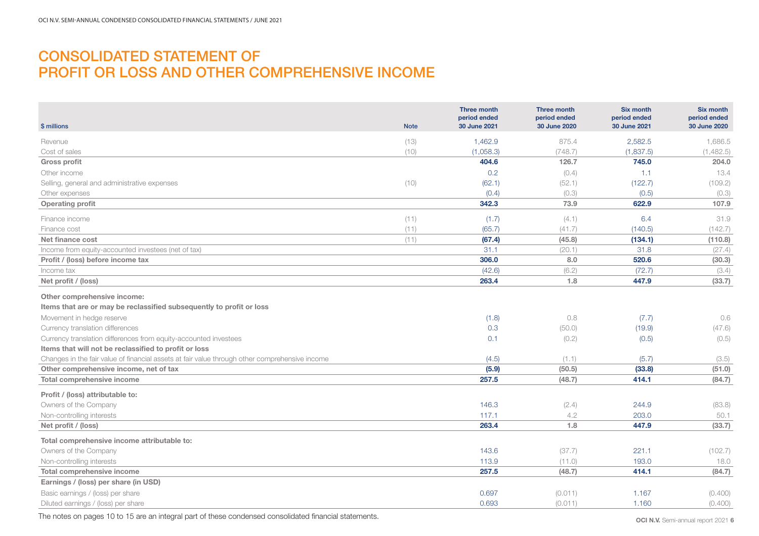# CONSOLIDATED STATEMENT OF PROFIT OR LOSS AND OTHER COMPREHENSIVE INCOME

| $ millions | Note | Three month period ended 30 June 2021 | Three month period ended 30 June 2020 | Six month period ended 30 June 2021 | Six month period ended 30 June 2020 |
|---|---|---|---|---|---|
| Revenue | (13) | 1,462.9 | 875.4 | 2,582.5 | 1,686.5 |
| Cost of sales | (10) | (1,058.3) | (748.7) | (1,837.5) | (1,482.5) |
| **Gross profit** | | **404.6** | **126.7** | **745.0** | **204.0** |
| Other income | | 0.2 | (0.4) | 1.1 | 13.4 |
| Selling, general and administrative expenses | (10) | (62.1) | (52.1) | (122.7) | (109.2) |
| Other expenses | | (0.4) | (0.3) | (0.5) | (0.3) |
| **Operating profit** | | **342.3** | **73.9** | **622.9** | **107.9** |
| Finance income | (11) | (1.7) | (4.1) | 6.4 | 31.9 |
| Finance cost | (11) | (65.7) | (41.7) | (140.5) | (142.7) |
| **Net finance cost** | (11) | **(67.4)** | **(45.8)** | **(134.1)** | **(110.8)** |
| Income from equity-accounted investees (net of tax) | | 31.1 | (20.1) | 31.8 | (27.4) |
| **Profit / (loss) before income tax** | | **306.0** | **8.0** | **520.6** | **(30.3)** |
| Income tax | | (42.6) | (6.2) | (72.7) | (3.4) |
| **Net profit / (loss)** | | **263.4** | **1.8** | **447.9** | **(33.7)** |
| **Other comprehensive income:** | | | | | |
| **Items that are or may be reclassified subsequently to profit or loss** | | | | | |
| Movement in hedge reserve | | (1.8) | 0.8 | (7.7) | 0.6 |
| Currency translation differences | | 0.3 | (50.0) | (19.9) | (47.6) |
| Currency translation differences from equity-accounted investees | | 0.1 | (0.2) | (0.5) | (0.5) |
| **Items that will not be reclassified to profit or loss** | | | | | |
| Changes in the fair value of financial assets at fair value through other comprehensive income | | (4.5) | (1.1) | (5.7) | (3.5) |
| **Other comprehensive income, net of tax** | | **(5.9)** | **(50.5)** | **(33.8)** | **(51.0)** |
| **Total comprehensive income** | | **257.5** | **(48.7)** | **414.1** | **(84.7)** |
| **Profit / (loss) attributable to:** | | | | | |
| Owners of the Company | | 146.3 | (2.4) | 244.9 | (83.8) |
| Non-controlling interests | | 117.1 | 4.2 | 203.0 | 50.1 |
| **Net profit / (loss)** | | **263.4** | **1.8** | **447.9** | **(33.7)** |
| **Total comprehensive income attributable to:** | | | | | |
| Owners of the Company | | 143.6 | (37.7) | 221.1 | (102.7) |
| Non-controlling interests | | 113.9 | (11.0) | 193.0 | 18.0 |
| **Total comprehensive income** | | **257.5** | **(48.7)** | **414.1** | **(84.7)** |
| **Earnings / (loss) per share (in USD)** | | | | | |
| Basic earnings / (loss) per share | | 0.697 | (0.011) | 1.167 | (0.400) |
| Diluted earnings / (loss) per share | | 0.693 | (0.011) | 1.160 | (0.400) |

The notes on pages 10 to 15 are an integral part of these condensed consolidated financial statements.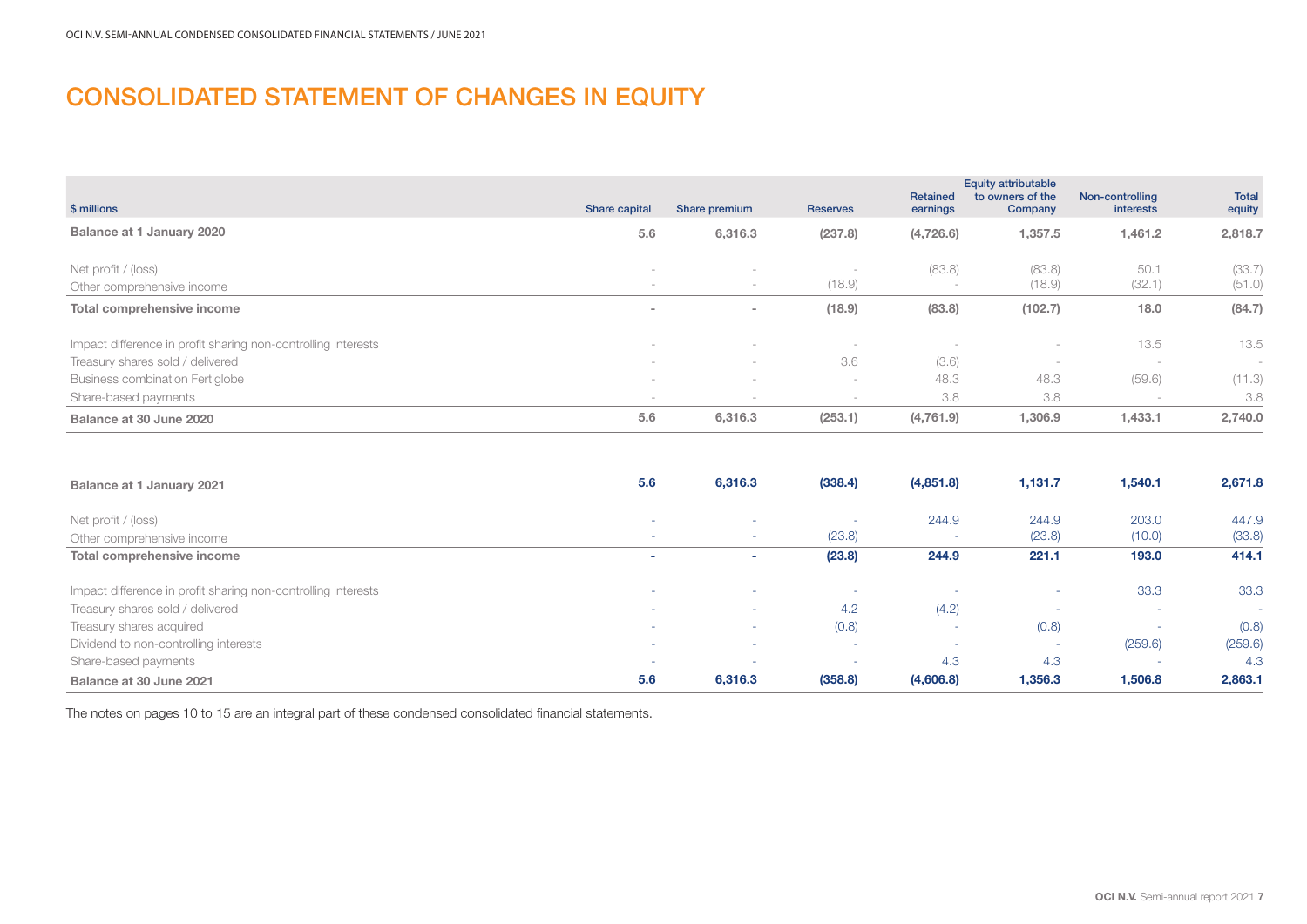# CONSOLIDATED STATEMENT OF CHANGES IN EQUITY

| $ millions | Share capital | Share premium | Reserves | Retained earnings | Equity attributable to owners of the Company | Non-controlling interests | Total equity |
|---|---|---|---|---|---|---|---|
| **Balance at 1 January 2020** | **5.6** | **6,316.3** | **(237.8)** | **(4,726.6)** | **1,357.5** | **1,461.2** | **2,818.7** |
| Net profit / (loss) | - | - | - | (83.8) | (83.8) | 50.1 | (33.7) |
| Other comprehensive income | - | - | (18.9) | - | (18.9) | (32.1) | (51.0) |
| **Total comprehensive income** | **-** | **-** | **(18.9)** | **(83.8)** | **(102.7)** | **18.0** | **(84.7)** |
| Impact difference in profit sharing non-controlling interests | - | - | - | - | - | 13.5 | 13.5 |
| Treasury shares sold / delivered | - | - | 3.6 | (3.6) | - | - | - |
| Business combination Fertiglobe | - | - | - | 48.3 | 48.3 | (59.6) | (11.3) |
| Share-based payments | - | - | - | 3.8 | 3.8 | - | 3.8 |
| **Balance at 30 June 2020** | **5.6** | **6,316.3** | **(253.1)** | **(4,761.9)** | **1,306.9** | **1,433.1** | **2,740.0** |
| | | | | | | | |
| **Balance at 1 January 2021** | **5.6** | **6,316.3** | **(338.4)** | **(4,851.8)** | **1,131.7** | **1,540.1** | **2,671.8** |
| Net profit / (loss) | - | - | - | 244.9 | 244.9 | 203.0 | 447.9 |
| Other comprehensive income | - | - | (23.8) | - | (23.8) | (10.0) | (33.8) |
| **Total comprehensive income** | **-** | **-** | **(23.8)** | **244.9** | **221.1** | **193.0** | **414.1** |
| Impact difference in profit sharing non-controlling interests | - | - | - | - | - | 33.3 | 33.3 |
| Treasury shares sold / delivered | - | - | 4.2 | (4.2) | - | - | - |
| Treasury shares acquired | - | - | (0.8) | - | (0.8) | - | (0.8) |
| Dividend to non-controlling interests | - | - | - | - | - | (259.6) | (259.6) |
| Share-based payments | - | - | - | 4.3 | 4.3 | - | 4.3 |
| **Balance at 30 June 2021** | **5.6** | **6,316.3** | **(358.8)** | **(4,606.8)** | **1,356.3** | **1,506.8** | **2,863.1** |

The notes on pages 10 to 15 are an integral part of these condensed consolidated financial statements.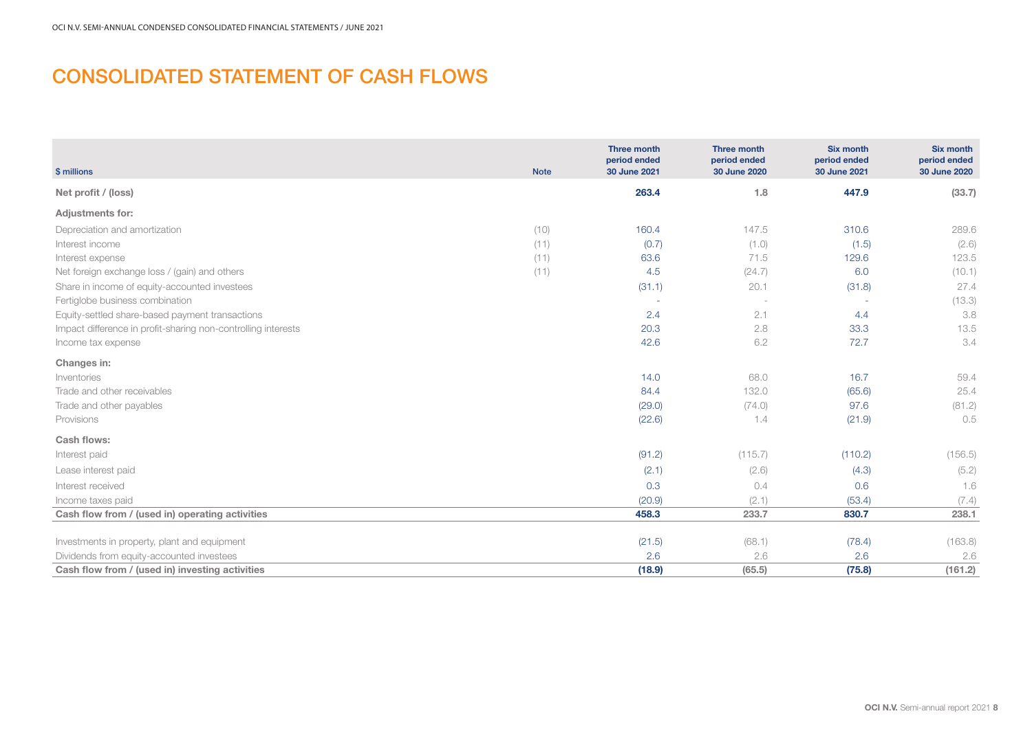# CONSOLIDATED STATEMENT OF CASH FLOWS

| $ millions | Note | Three month period ended 30 June 2021 | Three month period ended 30 June 2020 | Six month period ended 30 June 2021 | Six month period ended 30 June 2020 |
|---|---|---|---|---|---|
| **Net profit / (loss)** | | **263.4** | **1.8** | **447.9** | **(33.7)** |
| **Adjustments for:** | | | | | |
| Depreciation and amortization | (10) | 160.4 | 147.5 | 310.6 | 289.6 |
| Interest income | (11) | (0.7) | (1.0) | (1.5) | (2.6) |
| Interest expense | (11) | 63.6 | 71.5 | 129.6 | 123.5 |
| Net foreign exchange loss / (gain) and others | (11) | 4.5 | (24.7) | 6.0 | (10.1) |
| Share in income of equity-accounted investees | | (31.1) | 20.1 | (31.8) | 27.4 |
| Fertiglobe business combination | | - | - | - | (13.3) |
| Equity-settled share-based payment transactions | | 2.4 | 2.1 | 4.4 | 3.8 |
| Impact difference in profit-sharing non-controlling interests | | 20.3 | 2.8 | 33.3 | 13.5 |
| Income tax expense | | 42.6 | 6.2 | 72.7 | 3.4 |
| **Changes in:** | | | | | |
| Inventories | | 14.0 | 68.0 | 16.7 | 59.4 |
| Trade and other receivables | | 84.4 | 132.0 | (65.6) | 25.4 |
| Trade and other payables | | (29.0) | (74.0) | 97.6 | (81.2) |
| Provisions | | (22.6) | 1.4 | (21.9) | 0.5 |
| **Cash flows:** | | | | | |
| Interest paid | | (91.2) | (115.7) | (110.2) | (156.5) |
| Lease interest paid | | (2.1) | (2.6) | (4.3) | (5.2) |
| Interest received | | 0.3 | 0.4 | 0.6 | 1.6 |
| Income taxes paid | | (20.9) | (2.1) | (53.4) | (7.4) |
| **Cash flow from / (used in) operating activities** | | **458.3** | **233.7** | **830.7** | **238.1** |
| | | | | | |
| Investments in property, plant and equipment | | (21.5) | (68.1) | (78.4) | (163.8) |
| Dividends from equity-accounted investees | | 2.6 | 2.6 | 2.6 | 2.6 |
| **Cash flow from / (used in) investing activities** | | **(18.9)** | **(65.5)** | **(75.8)** | **(161.2)** |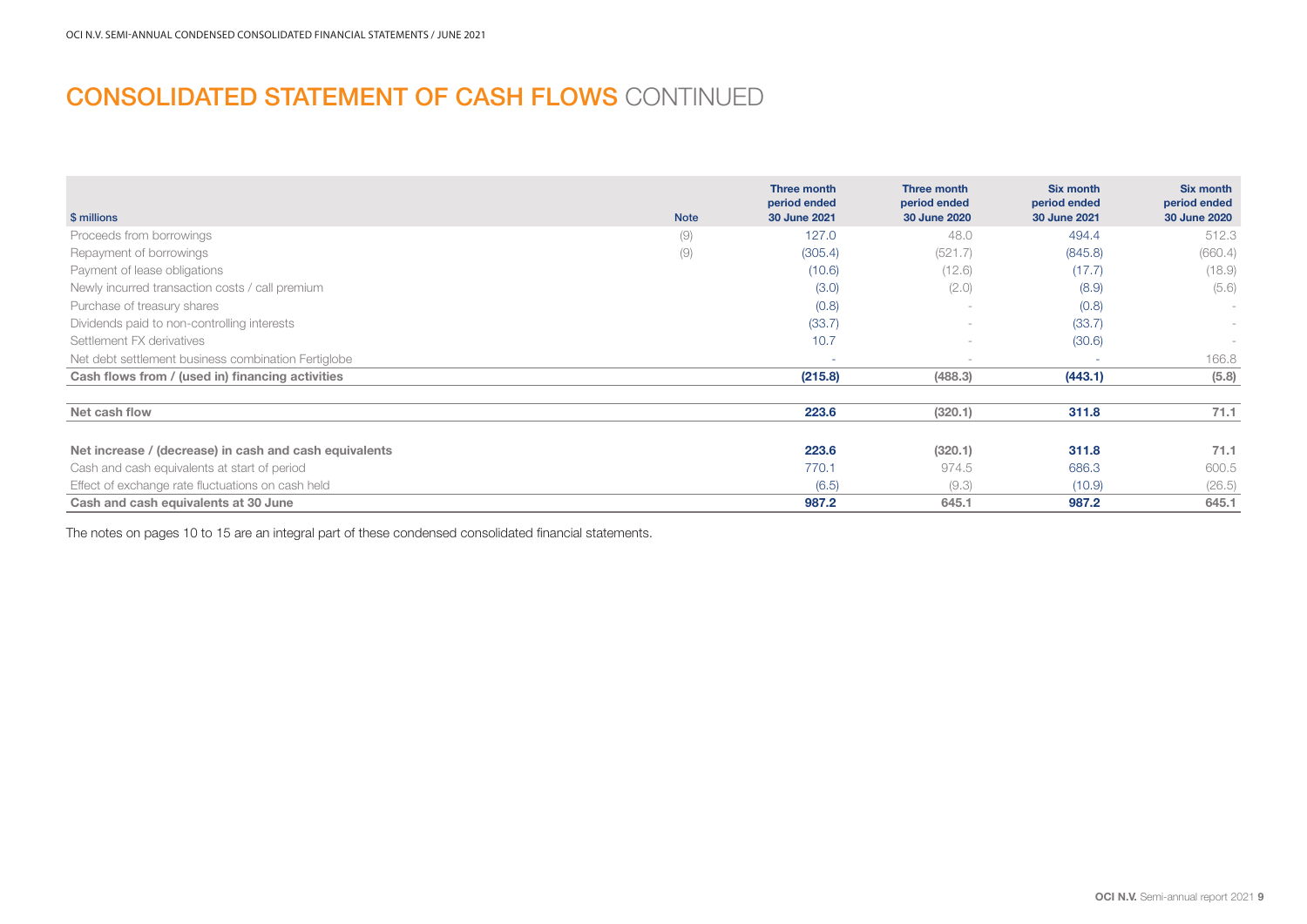# CONSOLIDATED STATEMENT OF CASH FLOWS CONTINUED

| $ millions | Note | Three month period ended 30 June 2021 | Three month period ended 30 June 2020 | Six month period ended 30 June 2021 | Six month period ended 30 June 2020 |
|---|---|---|---|---|---|
| Proceeds from borrowings | (9) | 127.0 | 48.0 | 494.4 | 512.3 |
| Repayment of borrowings | (9) | (305.4) | (521.7) | (845.8) | (660.4) |
| Payment of lease obligations | | (10.6) | (12.6) | (17.7) | (18.9) |
| Newly incurred transaction costs / call premium | | (3.0) | (2.0) | (8.9) | (5.6) |
| Purchase of treasury shares | | (0.8) | - | (0.8) | - |
| Dividends paid to non-controlling interests | | (33.7) | - | (33.7) | - |
| Settlement FX derivatives | | 10.7 | - | (30.6) | - |
| Net debt settlement business combination Fertiglobe | | - | - | - | 166.8 |
| **Cash flows from / (used in) financing activities** | | **(215.8)** | **(488.3)** | **(443.1)** | **(5.8)** |
| | | | | | |
| **Net cash flow** | | **223.6** | **(320.1)** | **311.8** | **71.1** |
| | | | | | |
| **Net increase / (decrease) in cash and cash equivalents** | | **223.6** | **(320.1)** | **311.8** | **71.1** |
| Cash and cash equivalents at start of period | | 770.1 | 974.5 | 686.3 | 600.5 |
| Effect of exchange rate fluctuations on cash held | | (6.5) | (9.3) | (10.9) | (26.5) |
| **Cash and cash equivalents at 30 June** | | **987.2** | **645.1** | **987.2** | **645.1** |

The notes on pages 10 to 15 are an integral part of these condensed consolidated financial statements.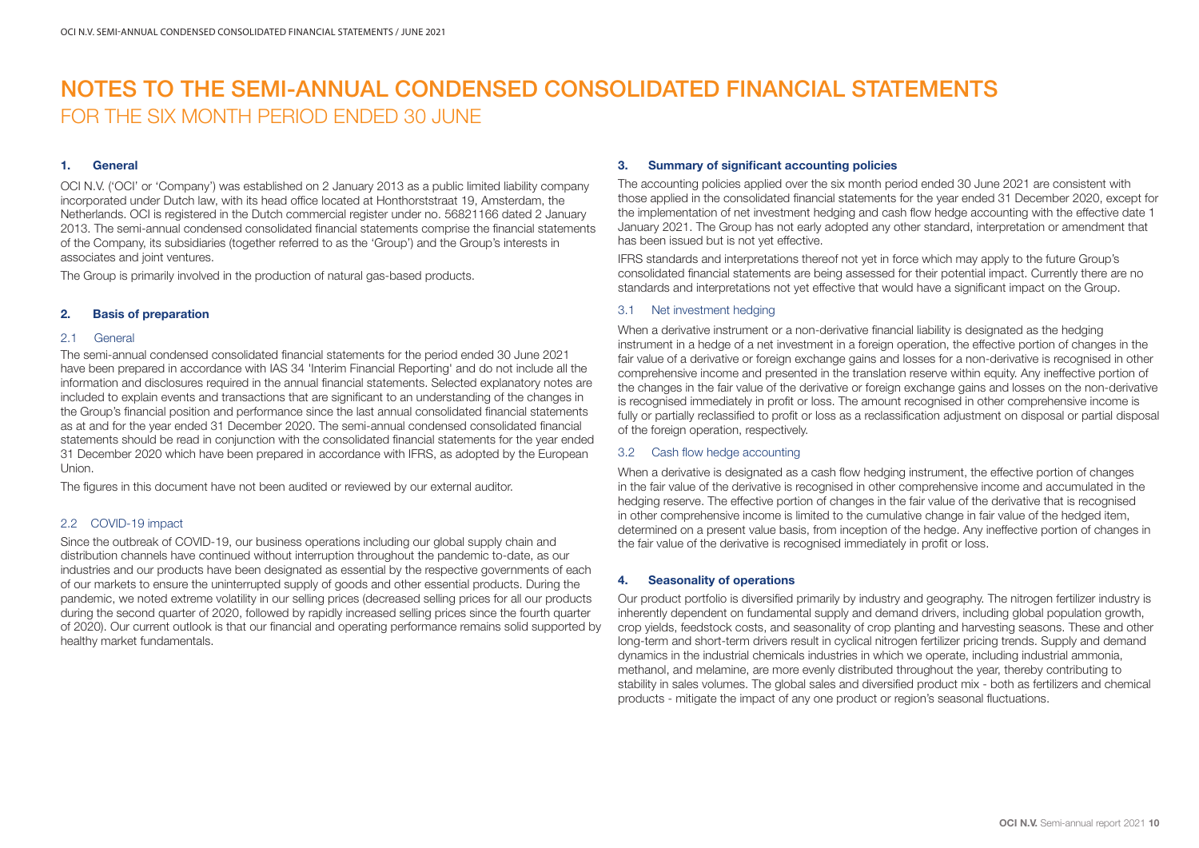# NOTES TO THE SEMI-ANNUAL CONDENSED CONSOLIDATED FINANCIAL STATEMENTS

## FOR THE SIX MONTH PERIOD ENDED 30 JUNE

### 1. General

OCI N.V. ('OCI' or 'Company') was established on 2 January 2013 as a public limited liability company incorporated under Dutch law, with its head office located at Honthorststraat 19, Amsterdam, the Netherlands. OCI is registered in the Dutch commercial register under no. 56821166 dated 2 January 2013. The semi-annual condensed consolidated financial statements comprise the financial statements of the Company, its subsidiaries (together referred to as the 'Group') and the Group's interests in associates and joint ventures.

The Group is primarily involved in the production of natural gas-based products.

### 2. Basis of preparation

#### 2.1 General

The semi-annual condensed consolidated financial statements for the period ended 30 June 2021 have been prepared in accordance with IAS 34 'Interim Financial Reporting' and do not include all the information and disclosures required in the annual financial statements. Selected explanatory notes are included to explain events and transactions that are significant to an understanding of the changes in the Group's financial position and performance since the last annual consolidated financial statements as at and for the year ended 31 December 2020. The semi-annual condensed consolidated financial statements should be read in conjunction with the consolidated financial statements for the year ended 31 December 2020 which have been prepared in accordance with IFRS, as adopted by the European Union.

The figures in this document have not been audited or reviewed by our external auditor.

#### 2.2 COVID-19 impact

Since the outbreak of COVID-19, our business operations including our global supply chain and distribution channels have continued without interruption throughout the pandemic to-date, as our industries and our products have been designated as essential by the respective governments of each of our markets to ensure the uninterrupted supply of goods and other essential products. During the pandemic, we noted extreme volatility in our selling prices (decreased selling prices for all our products during the second quarter of 2020, followed by rapidly increased selling prices since the fourth quarter of 2020). Our current outlook is that our financial and operating performance remains solid supported by healthy market fundamentals.

### 3. Summary of significant accounting policies

The accounting policies applied over the six month period ended 30 June 2021 are consistent with those applied in the consolidated financial statements for the year ended 31 December 2020, except for the implementation of net investment hedging and cash flow hedge accounting with the effective date 1 January 2021. The Group has not early adopted any other standard, interpretation or amendment that has been issued but is not yet effective.

IFRS standards and interpretations thereof not yet in force which may apply to the future Group's consolidated financial statements are being assessed for their potential impact. Currently there are no standards and interpretations not yet effective that would have a significant impact on the Group.

#### 3.1 Net investment hedging

When a derivative instrument or a non-derivative financial liability is designated as the hedging instrument in a hedge of a net investment in a foreign operation, the effective portion of changes in the fair value of a derivative or foreign exchange gains and losses for a non-derivative is recognised in other comprehensive income and presented in the translation reserve within equity. Any ineffective portion of the changes in the fair value of the derivative or foreign exchange gains and losses on the non-derivative is recognised immediately in profit or loss. The amount recognised in other comprehensive income is fully or partially reclassified to profit or loss as a reclassification adjustment on disposal or partial disposal of the foreign operation, respectively.

#### 3.2 Cash flow hedge accounting

When a derivative is designated as a cash flow hedging instrument, the effective portion of changes in the fair value of the derivative is recognised in other comprehensive income and accumulated in the hedging reserve. The effective portion of changes in the fair value of the derivative that is recognised in other comprehensive income is limited to the cumulative change in fair value of the hedged item, determined on a present value basis, from inception of the hedge. Any ineffective portion of changes in the fair value of the derivative is recognised immediately in profit or loss.

### 4. Seasonality of operations

Our product portfolio is diversified primarily by industry and geography. The nitrogen fertilizer industry is inherently dependent on fundamental supply and demand drivers, including global population growth, crop yields, feedstock costs, and seasonality of crop planting and harvesting seasons. These and other long-term and short-term drivers result in cyclical nitrogen fertilizer pricing trends. Supply and demand dynamics in the industrial chemicals industries in which we operate, including industrial ammonia, methanol, and melamine, are more evenly distributed throughout the year, thereby contributing to stability in sales volumes. The global sales and diversified product mix - both as fertilizers and chemical products - mitigate the impact of any one product or region's seasonal fluctuations.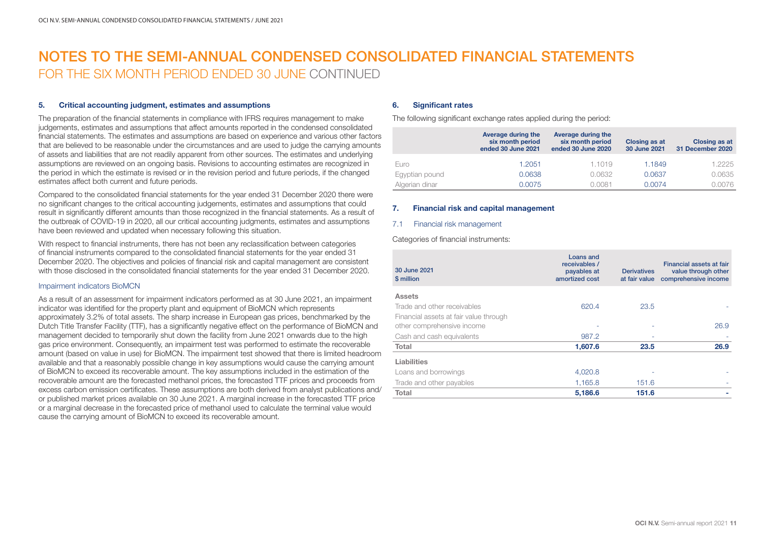# NOTES TO THE SEMI-ANNUAL CONDENSED CONSOLIDATED FINANCIAL STATEMENTS

FOR THE SIX MONTH PERIOD ENDED 30 JUNE CONTINUED

### 5. Critical accounting judgment, estimates and assumptions

The preparation of the financial statements in compliance with IFRS requires management to make judgements, estimates and assumptions that affect amounts reported in the condensed consolidated financial statements. The estimates and assumptions are based on experience and various other factors that are believed to be reasonable under the circumstances and are used to judge the carrying amounts of assets and liabilities that are not readily apparent from other sources. The estimates and underlying assumptions are reviewed on an ongoing basis. Revisions to accounting estimates are recognized in the period in which the estimate is revised or in the revision period and future periods, if the changed estimates affect both current and future periods.

Compared to the consolidated financial statements for the year ended 31 December 2020 there were no significant changes to the critical accounting judgements, estimates and assumptions that could result in significantly different amounts than those recognized in the financial statements. As a result of the outbreak of COVID-19 in 2020, all our critical accounting judgments, estimates and assumptions have been reviewed and updated when necessary following this situation.

With respect to financial instruments, there has not been any reclassification between categories of financial instruments compared to the consolidated financial statements for the year ended 31 December 2020. The objectives and policies of financial risk and capital management are consistent with those disclosed in the consolidated financial statements for the year ended 31 December 2020.

#### Impairment indicators BioMCN

As a result of an assessment for impairment indicators performed as at 30 June 2021, an impairment indicator was identified for the property plant and equipment of BioMCN which represents approximately 3.2% of total assets. The sharp increase in European gas prices, benchmarked by the Dutch Title Transfer Facility (TTF), has a significantly negative effect on the performance of BioMCN and management decided to temporarily shut down the facility from June 2021 onwards due to the high gas price environment. Consequently, an impairment test was performed to estimate the recoverable amount (based on value in use) for BioMCN. The impairment test showed that there is limited headroom available and that a reasonably possible change in key assumptions would cause the carrying amount of BioMCN to exceed its recoverable amount. The key assumptions included in the estimation of the recoverable amount are the forecasted methanol prices, the forecasted TTF prices and proceeds from excess carbon emission certificates. These assumptions are both derived from analyst publications and/or published market prices available on 30 June 2021. A marginal increase in the forecasted TTF price or a marginal decrease in the forecasted price of methanol used to calculate the terminal value would cause the carrying amount of BioMCN to exceed its recoverable amount.

### 6. Significant rates

The following significant exchange rates applied during the period:

| | Average during the six month period ended 30 June 2021 | Average during the six month period ended 30 June 2020 | Closing as at 30 June 2021 | Closing as at 31 December 2020 |
|---|---|---|---|---|
| Euro | 1.2051 | 1.1019 | 1.1849 | 1.2225 |
| Egyptian pound | 0.0638 | 0.0632 | 0.0637 | 0.0635 |
| Algerian dinar | 0.0075 | 0.0081 | 0.0074 | 0.0076 |

### 7. Financial risk and capital management

#### 7.1 Financial risk management

Categories of financial instruments:

| 30 June 2021<br>$ million | Loans and receivables / payables at amortized cost | Derivatives at fair value | Financial assets at fair value through other comprehensive income |
|---|---|---|---|
| **Assets** | | | |
| Trade and other receivables | 620.4 | 23.5 | - |
| Financial assets at fair value through other comprehensive income | - | - | 26.9 |
| Cash and cash equivalents | 987.2 | - | - |
| **Total** | **1,607.6** | **23.5** | **26.9** |
| **Liabilities** | | | |
| Loans and borrowings | 4,020.8 | - | - |
| Trade and other payables | 1,165.8 | 151.6 | - |
| **Total** | **5,186.6** | **151.6** | **-** |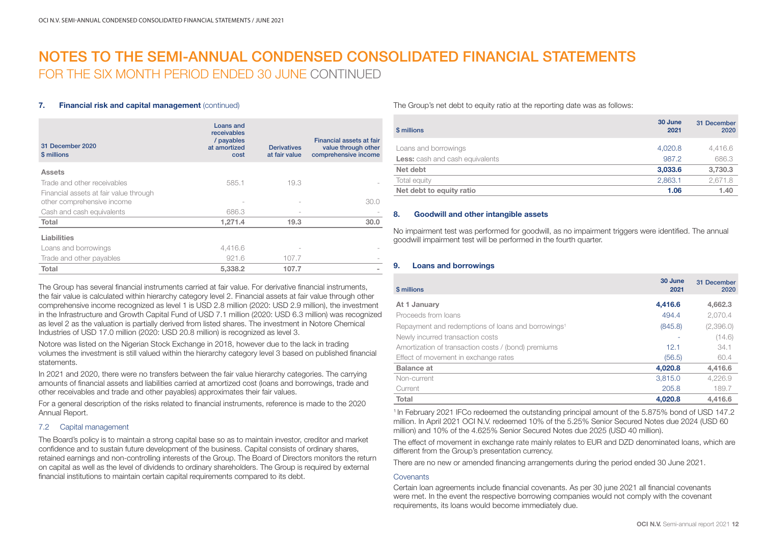# NOTES TO THE SEMI-ANNUAL CONDENSED CONSOLIDATED FINANCIAL STATEMENTS

## FOR THE SIX MONTH PERIOD ENDED 30 JUNE CONTINUED

### 7. Financial risk and capital management (continued)

| 31 December 2020<br>$ millions | Loans and receivables / payables at amortized cost | Derivatives at fair value | Financial assets at fair value through other comprehensive income |
|---|---|---|---|
| **Assets** | | | |
| Trade and other receivables | 585.1 | 19.3 | - |
| Financial assets at fair value through other comprehensive income | - | - | 30.0 |
| Cash and cash equivalents | 686.3 | - | - |
| **Total** | **1,271.4** | **19.3** | **30.0** |
| **Liabilities** | | | |
| Loans and borrowings | 4,416.6 | - | - |
| Trade and other payables | 921.6 | 107.7 | - |
| **Total** | **5,338.2** | **107.7** | **-** |

The Group has several financial instruments carried at fair value. For derivative financial instruments, the fair value is calculated within hierarchy category level 2. Financial assets at fair value through other comprehensive income recognized as level 1 is USD 2.8 million (2020: USD 2.9 million), the investment in the Infrastructure and Growth Capital Fund of USD 7.1 million (2020: USD 6.3 million) was recognized as level 2 as the valuation is partially derived from listed shares. The investment in Notore Chemical Industries of USD 17.0 million (2020: USD 20.8 million) is recognized as level 3.

Notore was listed on the Nigerian Stock Exchange in 2018, however due to the lack in trading volumes the investment is still valued within the hierarchy category level 3 based on published financial statements.

In 2021 and 2020, there were no transfers between the fair value hierarchy categories. The carrying amounts of financial assets and liabilities carried at amortized cost (loans and borrowings, trade and other receivables and trade and other payables) approximates their fair values.

For a general description of the risks related to financial instruments, reference is made to the 2020 Annual Report.

#### 7.2 Capital management

The Board's policy is to maintain a strong capital base so as to maintain investor, creditor and market confidence and to sustain future development of the business. Capital consists of ordinary shares, retained earnings and non-controlling interests of the Group. The Board of Directors monitors the return on capital as well as the level of dividends to ordinary shareholders. The Group is required by external financial institutions to maintain certain capital requirements compared to its debt.

The Group's net debt to equity ratio at the reporting date was as follows:

| $ millions | 30 June 2021 | 31 December 2020 |
|---|---|---|
| Loans and borrowings | 4,020.8 | 4,416.6 |
| **Less:** cash and cash equivalents | 987.2 | 686.3 |
| **Net debt** | **3,033.6** | **3,730.3** |
| Total equity | 2,863.1 | 2,671.8 |
| **Net debt to equity ratio** | **1.06** | **1.40** |

### 8. Goodwill and other intangible assets

No impairment test was performed for goodwill, as no impairment triggers were identified. The annual goodwill impairment test will be performed in the fourth quarter.

### 9. Loans and borrowings

| $ millions | 30 June 2021 | 31 December 2020 |
|---|---|---|
| **At 1 January** | **4,416.6** | **4,662.3** |
| Proceeds from loans | 494.4 | 2,070.4 |
| Repayment and redemptions of loans and borrowings[1] | (845.8) | (2,396.0) |
| Newly incurred transaction costs | - | (14.6) |
| Amortization of transaction costs / (bond) premiums | 12.1 | 34.1 |
| Effect of movement in exchange rates | (56.5) | 60.4 |
| **Balance at** | **4,020.8** | **4,416.6** |
| Non-current | 3,815.0 | 4,226.9 |
| Current | 205.8 | 189.7 |
| **Total** | **4,020.8** | **4,416.6** |

[1] In February 2021 IFCo redeemed the outstanding principal amount of the 5.875% bond of USD 147.2 million. In April 2021 OCI N.V. redeemed 10% of the 5.25% Senior Secured Notes due 2024 (USD 60 million) and 10% of the 4.625% Senior Secured Notes due 2025 (USD 40 million).

The effect of movement in exchange rate mainly relates to EUR and DZD denominated loans, which are different from the Group's presentation currency.

There are no new or amended financing arrangements during the period ended 30 June 2021.

#### Covenants

Certain loan agreements include financial covenants. As per 30 june 2021 all financial covenants were met. In the event the respective borrowing companies would not comply with the covenant requirements, its loans would become immediately due.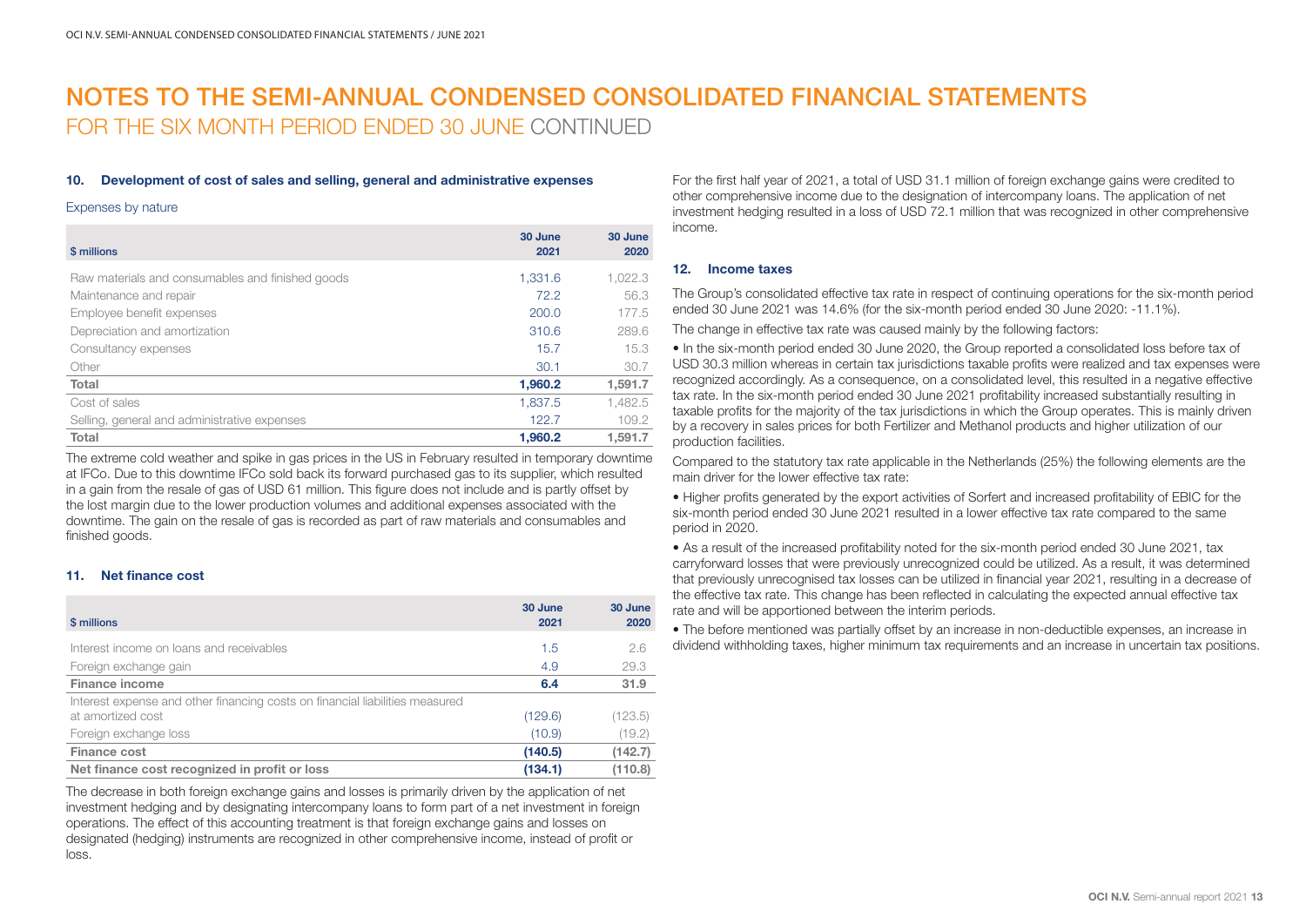# NOTES TO THE SEMI-ANNUAL CONDENSED CONSOLIDATED FINANCIAL STATEMENTS
## FOR THE SIX MONTH PERIOD ENDED 30 JUNE CONTINUED

### 10. Development of cost of sales and selling, general and administrative expenses

Expenses by nature

| $ millions | 30 June 2021 | 30 June 2020 |
|---|---|---|
| Raw materials and consumables and finished goods | 1,331.6 | 1,022.3 |
| Maintenance and repair | 72.2 | 56.3 |
| Employee benefit expenses | 200.0 | 177.5 |
| Depreciation and amortization | 310.6 | 289.6 |
| Consultancy expenses | 15.7 | 15.3 |
| Other | 30.1 | 30.7 |
| **Total** | **1,960.2** | **1,591.7** |
| Cost of sales | 1,837.5 | 1,482.5 |
| Selling, general and administrative expenses | 122.7 | 109.2 |
| **Total** | **1,960.2** | **1,591.7** |

The extreme cold weather and spike in gas prices in the US in February resulted in temporary downtime at IFCo. Due to this downtime IFCo sold back its forward purchased gas to its supplier, which resulted in a gain from the resale of gas of USD 61 million. This figure does not include and is partly offset by the lost margin due to the lower production volumes and additional expenses associated with the downtime. The gain on the resale of gas is recorded as part of raw materials and consumables and finished goods.

### 11. Net finance cost

| $ millions | 30 June 2021 | 30 June 2020 |
|---|---|---|
| Interest income on loans and receivables | 1.5 | 2.6 |
| Foreign exchange gain | 4.9 | 29.3 |
| **Finance income** | **6.4** | **31.9** |
| Interest expense and other financing costs on financial liabilities measured at amortized cost | (129.6) | (123.5) |
| Foreign exchange loss | (10.9) | (19.2) |
| **Finance cost** | **(140.5)** | **(142.7)** |
| **Net finance cost recognized in profit or loss** | **(134.1)** | **(110.8)** |

The decrease in both foreign exchange gains and losses is primarily driven by the application of net investment hedging and by designating intercompany loans to form part of a net investment in foreign operations. The effect of this accounting treatment is that foreign exchange gains and losses on designated (hedging) instruments are recognized in other comprehensive income, instead of profit or loss.

For the first half year of 2021, a total of USD 31.1 million of foreign exchange gains were credited to other comprehensive income due to the designation of intercompany loans. The application of net investment hedging resulted in a loss of USD 72.1 million that was recognized in other comprehensive income.

### 12. Income taxes

The Group's consolidated effective tax rate in respect of continuing operations for the six-month period ended 30 June 2021 was 14.6% (for the six-month period ended 30 June 2020: -11.1%).

The change in effective tax rate was caused mainly by the following factors:

- In the six-month period ended 30 June 2020, the Group reported a consolidated loss before tax of USD 30.3 million whereas in certain tax jurisdictions taxable profits were realized and tax expenses were recognized accordingly. As a consequence, on a consolidated level, this resulted in a negative effective tax rate. In the six-month period ended 30 June 2021 profitability increased substantially resulting in taxable profits for the majority of the tax jurisdictions in which the Group operates. This is mainly driven by a recovery in sales prices for both Fertilizer and Methanol products and higher utilization of our production facilities.

Compared to the statutory tax rate applicable in the Netherlands (25%) the following elements are the main driver for the lower effective tax rate:

- Higher profits generated by the export activities of Sorfert and increased profitability of EBIC for the six-month period ended 30 June 2021 resulted in a lower effective tax rate compared to the same period in 2020.
- As a result of the increased profitability noted for the six-month period ended 30 June 2021, tax carryforward losses that were previously unrecognized could be utilized. As a result, it was determined that previously unrecognised tax losses can be utilized in financial year 2021, resulting in a decrease of the effective tax rate. This change has been reflected in calculating the expected annual effective tax rate and will be apportioned between the interim periods.
- The before mentioned was partially offset by an increase in non-deductible expenses, an increase in dividend withholding taxes, higher minimum tax requirements and an increase in uncertain tax positions.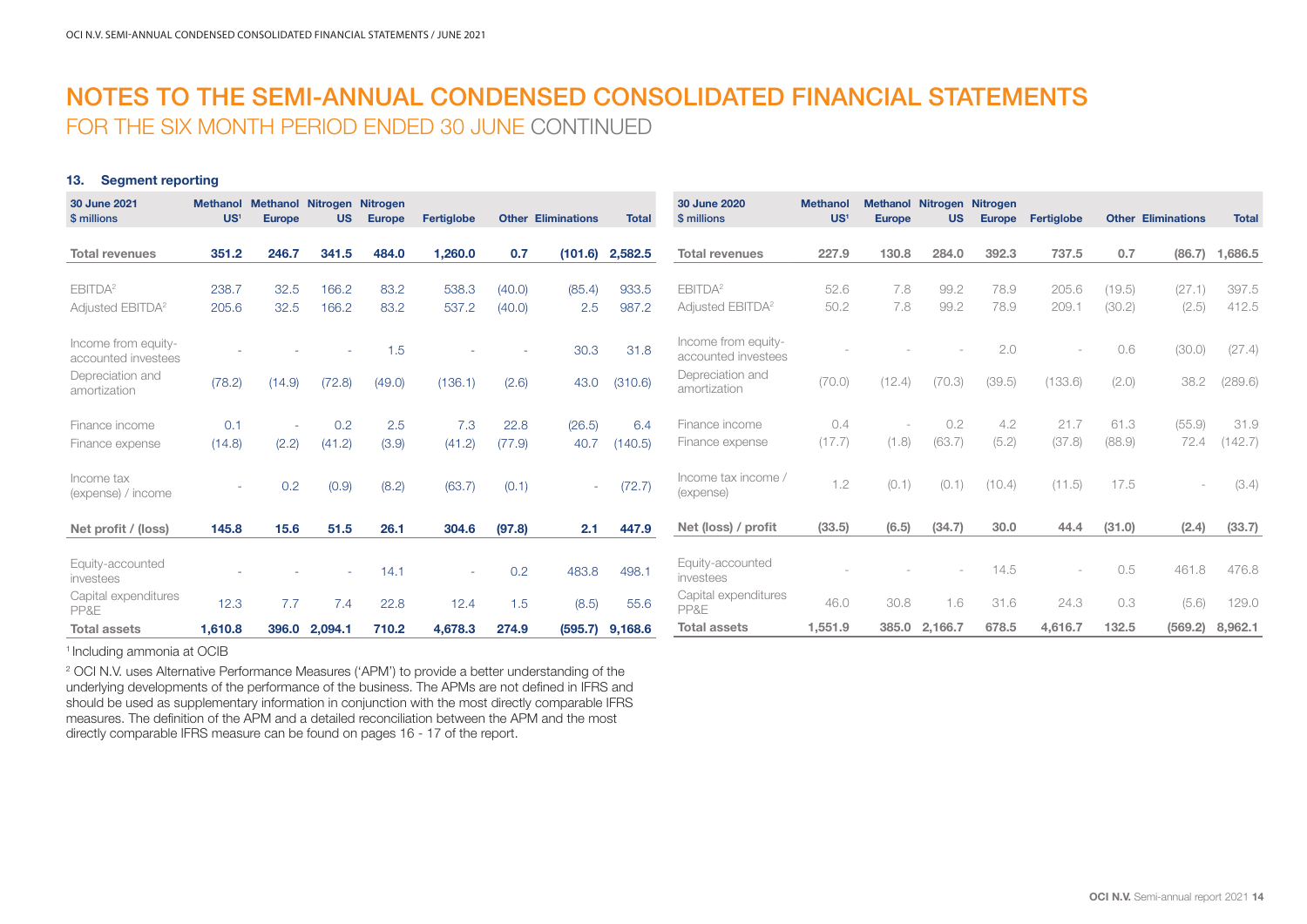# NOTES TO THE SEMI-ANNUAL CONDENSED CONSOLIDATED FINANCIAL STATEMENTS

## FOR THE SIX MONTH PERIOD ENDED 30 JUNE CONTINUED

### 13. Segment reporting

| 30 June 2021 $ millions | Methanol US[1] | Methanol Europe | Nitrogen US | Nitrogen Europe | Fertiglobe | Other | Eliminations | Total |
|---|---|---|---|---|---|---|---|---|
| **Total revenues** | **351.2** | **246.7** | **341.5** | **484.0** | **1,260.0** | **0.7** | **(101.6)** | **2,582.5** |
| EBITDA[2] | 238.7 | 32.5 | 166.2 | 83.2 | 538.3 | (40.0) | (85.4) | 933.5 |
| Adjusted EBITDA[2] | 205.6 | 32.5 | 166.2 | 83.2 | 537.2 | (40.0) | 2.5 | 987.2 |
| Income from equity-accounted investees | - | - | - | 1.5 | - | - | 30.3 | 31.8 |
| Depreciation and amortization | (78.2) | (14.9) | (72.8) | (49.0) | (136.1) | (2.6) | 43.0 | (310.6) |
| Finance income | 0.1 | - | 0.2 | 2.5 | 7.3 | 22.8 | (26.5) | 6.4 |
| Finance expense | (14.8) | (2.2) | (41.2) | (3.9) | (41.2) | (77.9) | 40.7 | (140.5) |
| Income tax (expense) / income | - | 0.2 | (0.9) | (8.2) | (63.7) | (0.1) | - | (72.7) |
| **Net profit / (loss)** | **145.8** | **15.6** | **51.5** | **26.1** | **304.6** | **(97.8)** | **2.1** | **447.9** |
| Equity-accounted investees | - | - | - | 14.1 | - | 0.2 | 483.8 | 498.1 |
| Capital expenditures PP&E | 12.3 | 7.7 | 7.4 | 22.8 | 12.4 | 1.5 | (8.5) | 55.6 |
| **Total assets** | **1,610.8** | **396.0** | **2,094.1** | **710.2** | **4,678.3** | **274.9** | **(595.7)** | **9,168.6** |

| 30 June 2020 $ millions | Methanol US[1] | Methanol Europe | Nitrogen US | Nitrogen Europe | Fertiglobe | Other | Eliminations | Total |
|---|---|---|---|---|---|---|---|---|
| **Total revenues** | **227.9** | **130.8** | **284.0** | **392.3** | **737.5** | **0.7** | **(86.7)** | **1,686.5** |
| EBITDA[2] | 52.6 | 7.8 | 99.2 | 78.9 | 205.6 | (19.5) | (27.1) | 397.5 |
| Adjusted EBITDA[2] | 50.2 | 7.8 | 99.2 | 78.9 | 209.1 | (30.2) | (2.5) | 412.5 |
| Income from equity-accounted investees | - | - | - | 2.0 | - | 0.6 | (30.0) | (27.4) |
| Depreciation and amortization | (70.0) | (12.4) | (70.3) | (39.5) | (133.6) | (2.0) | 38.2 | (289.6) |
| Finance income | 0.4 | - | 0.2 | 4.2 | 21.7 | 61.3 | (55.9) | 31.9 |
| Finance expense | (17.7) | (1.8) | (63.7) | (5.2) | (37.8) | (88.9) | 72.4 | (142.7) |
| Income tax income / (expense) | 1.2 | (0.1) | (0.1) | (10.4) | (11.5) | 17.5 | - | (3.4) |
| **Net (loss) / profit** | **(33.5)** | **(6.5)** | **(34.7)** | **30.0** | **44.4** | **(31.0)** | **(2.4)** | **(33.7)** |
| Equity-accounted investees | - | - | - | 14.5 | - | 0.5 | 461.8 | 476.8 |
| Capital expenditures PP&E | 46.0 | 30.8 | 1.6 | 31.6 | 24.3 | 0.3 | (5.6) | 129.0 |
| **Total assets** | **1,551.9** | **385.0** | **2,166.7** | **678.5** | **4,616.7** | **132.5** | **(569.2)** | **8,962.1** |

[1] Including ammonia at OCIB

[2] OCI N.V. uses Alternative Performance Measures ('APM') to provide a better understanding of the underlying developments of the performance of the business. The APMs are not defined in IFRS and should be used as supplementary information in conjunction with the most directly comparable IFRS measures. The definition of the APM and a detailed reconciliation between the APM and the most directly comparable IFRS measure can be found on pages 16 - 17 of the report.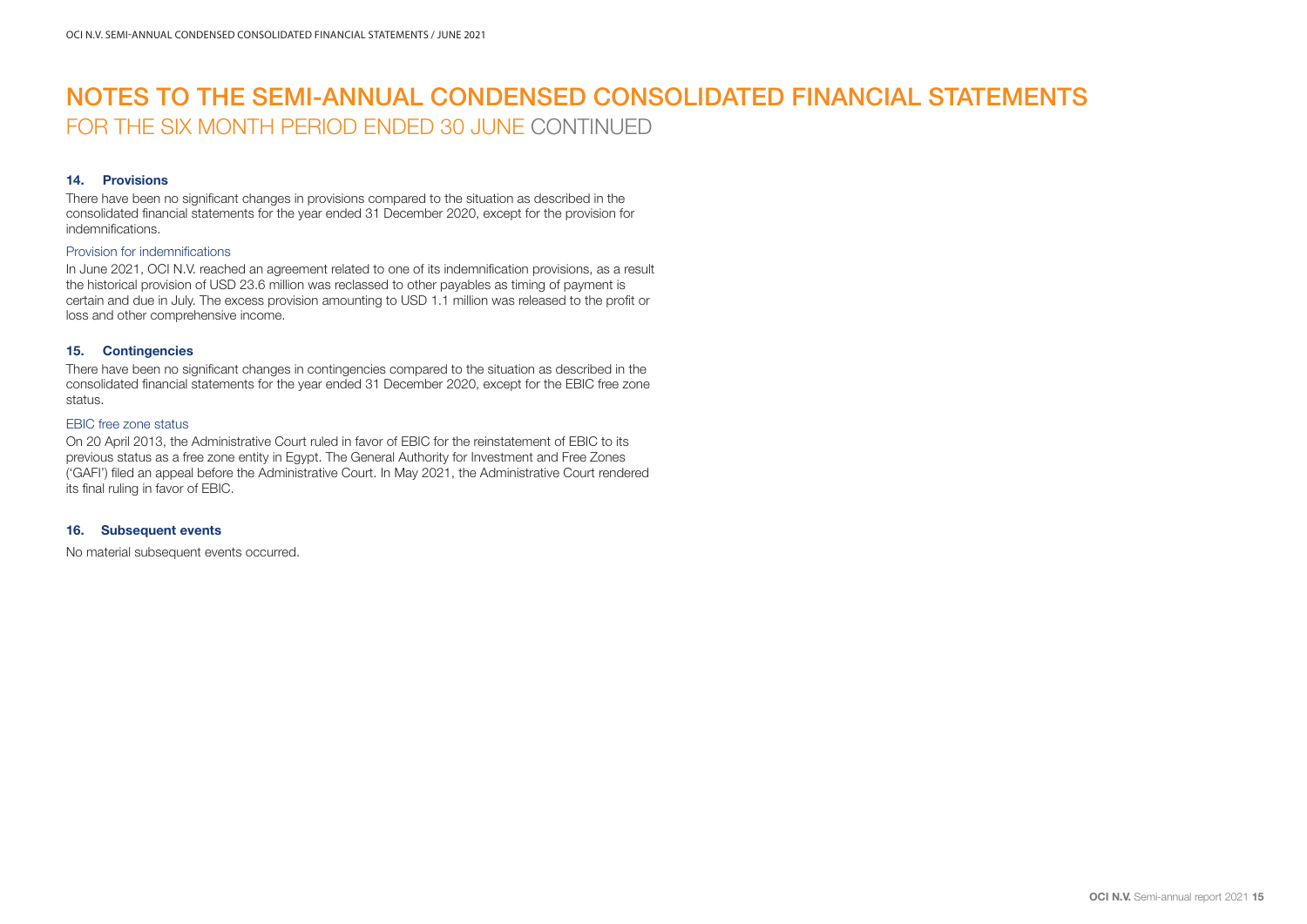# NOTES TO THE SEMI-ANNUAL CONDENSED CONSOLIDATED FINANCIAL STATEMENTS
## FOR THE SIX MONTH PERIOD ENDED 30 JUNE CONTINUED

### 14. Provisions

There have been no significant changes in provisions compared to the situation as described in the consolidated financial statements for the year ended 31 December 2020, except for the provision for indemnifications.

#### Provision for indemnifications

In June 2021, OCI N.V. reached an agreement related to one of its indemnification provisions, as a result the historical provision of USD 23.6 million was reclassed to other payables as timing of payment is certain and due in July. The excess provision amounting to USD 1.1 million was released to the profit or loss and other comprehensive income.

### 15. Contingencies

There have been no significant changes in contingencies compared to the situation as described in the consolidated financial statements for the year ended 31 December 2020, except for the EBIC free zone status.

#### EBIC free zone status

On 20 April 2013, the Administrative Court ruled in favor of EBIC for the reinstatement of EBIC to its previous status as a free zone entity in Egypt. The General Authority for Investment and Free Zones ('GAFI') filed an appeal before the Administrative Court. In May 2021, the Administrative Court rendered its final ruling in favor of EBIC.

### 16. Subsequent events

No material subsequent events occurred.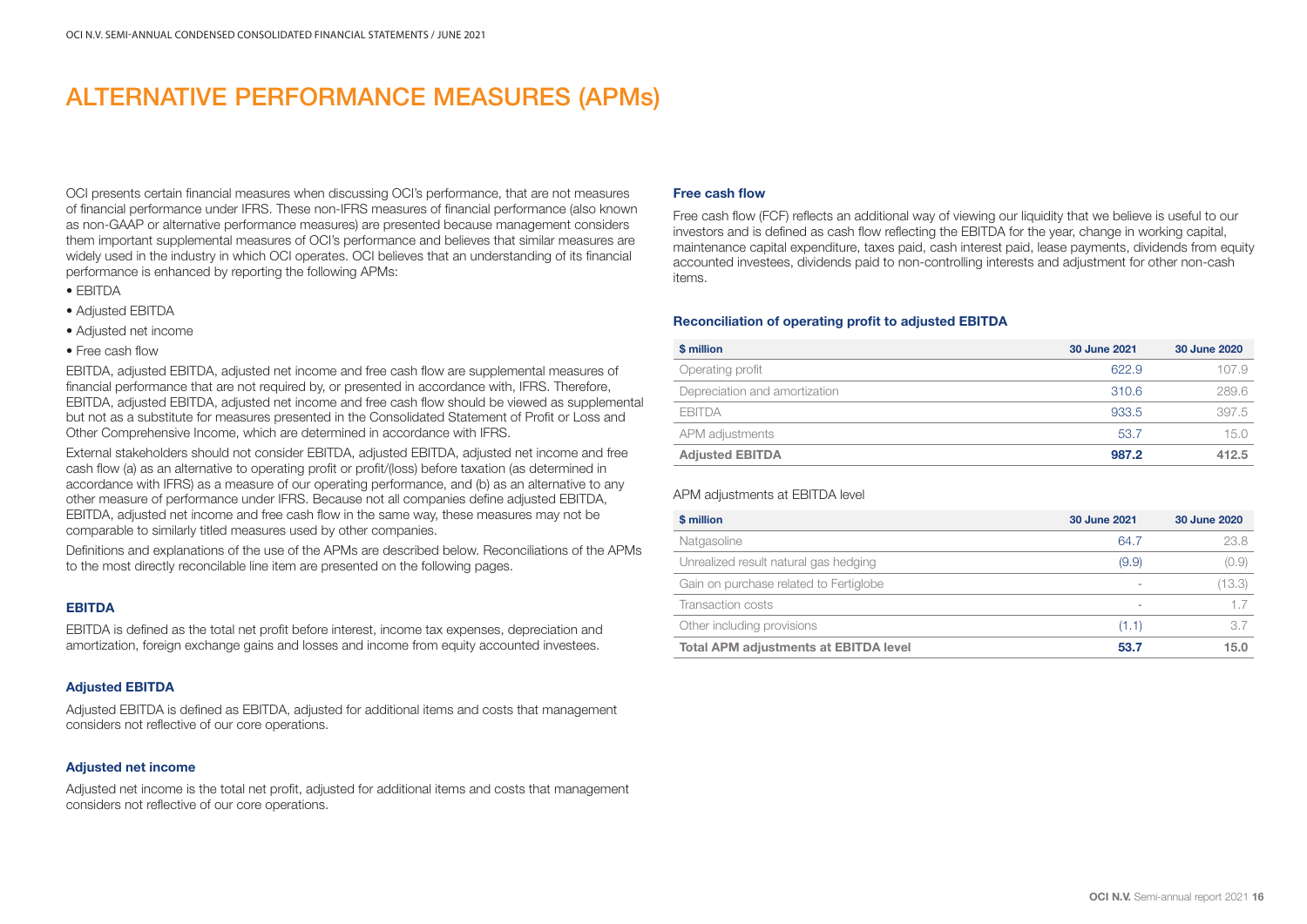# ALTERNATIVE PERFORMANCE MEASURES (APMs)

OCI presents certain financial measures when discussing OCI's performance, that are not measures of financial performance under IFRS. These non-IFRS measures of financial performance (also known as non-GAAP or alternative performance measures) are presented because management considers them important supplemental measures of OCI's performance and believes that similar measures are widely used in the industry in which OCI operates. OCI believes that an understanding of its financial performance is enhanced by reporting the following APMs:

- EBITDA
- Adjusted EBITDA
- Adjusted net income
- Free cash flow

EBITDA, adjusted EBITDA, adjusted net income and free cash flow are supplemental measures of financial performance that are not required by, or presented in accordance with, IFRS. Therefore, EBITDA, adjusted EBITDA, adjusted net income and free cash flow should be viewed as supplemental but not as a substitute for measures presented in the Consolidated Statement of Profit or Loss and Other Comprehensive Income, which are determined in accordance with IFRS.

External stakeholders should not consider EBITDA, adjusted EBITDA, adjusted net income and free cash flow (a) as an alternative to operating profit or profit/(loss) before taxation (as determined in accordance with IFRS) as a measure of our operating performance, and (b) as an alternative to any other measure of performance under IFRS. Because not all companies define adjusted EBITDA, EBITDA, adjusted net income and free cash flow in the same way, these measures may not be comparable to similarly titled measures used by other companies.

Definitions and explanations of the use of the APMs are described below. Reconciliations of the APMs to the most directly reconcilable line item are presented on the following pages.

### EBITDA

EBITDA is defined as the total net profit before interest, income tax expenses, depreciation and amortization, foreign exchange gains and losses and income from equity accounted investees.

### Adjusted EBITDA

Adjusted EBITDA is defined as EBITDA, adjusted for additional items and costs that management considers not reflective of our core operations.

### Adjusted net income

Adjusted net income is the total net profit, adjusted for additional items and costs that management considers not reflective of our core operations.

### Free cash flow

Free cash flow (FCF) reflects an additional way of viewing our liquidity that we believe is useful to our investors and is defined as cash flow reflecting the EBITDA for the year, change in working capital, maintenance capital expenditure, taxes paid, cash interest paid, lease payments, dividends from equity accounted investees, dividends paid to non-controlling interests and adjustment for other non-cash items.

### Reconciliation of operating profit to adjusted EBITDA

| $ million | 30 June 2021 | 30 June 2020 |
|---|---|---|
| Operating profit | 622.9 | 107.9 |
| Depreciation and amortization | 310.6 | 289.6 |
| EBITDA | 933.5 | 397.5 |
| APM adjustments | 53.7 | 15.0 |
| **Adjusted EBITDA** | **987.2** | **412.5** |

APM adjustments at EBITDA level

| $ million | 30 June 2021 | 30 June 2020 |
|---|---|---|
| Natgasoline | 64.7 | 23.8 |
| Unrealized result natural gas hedging | (9.9) | (0.9) |
| Gain on purchase related to Fertiglobe | - | (13.3) |
| Transaction costs | - | 1.7 |
| Other including provisions | (1.1) | 3.7 |
| **Total APM adjustments at EBITDA level** | **53.7** | **15.0** |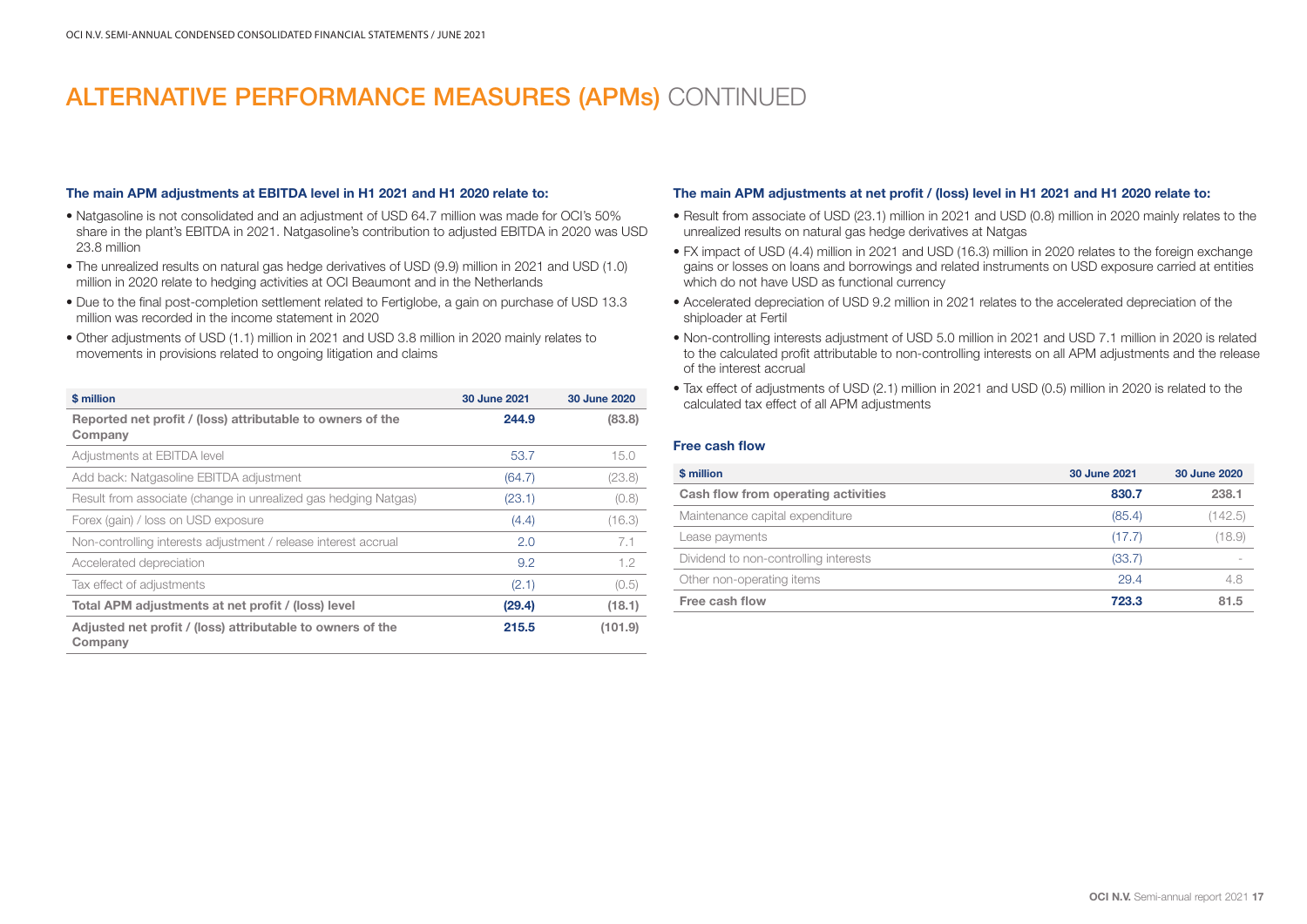# ALTERNATIVE PERFORMANCE MEASURES (APMs) CONTINUED

**The main APM adjustments at EBITDA level in H1 2021 and H1 2020 relate to:**

- Natgasoline is not consolidated and an adjustment of USD 64.7 million was made for OCI's 50% share in the plant's EBITDA in 2021. Natgasoline's contribution to adjusted EBITDA in 2020 was USD 23.8 million
- The unrealized results on natural gas hedge derivatives of USD (9.9) million in 2021 and USD (1.0) million in 2020 relate to hedging activities at OCI Beaumont and in the Netherlands
- Due to the final post-completion settlement related to Fertiglobe, a gain on purchase of USD 13.3 million was recorded in the income statement in 2020
- Other adjustments of USD (1.1) million in 2021 and USD 3.8 million in 2020 mainly relates to movements in provisions related to ongoing litigation and claims

| $ million | 30 June 2021 | 30 June 2020 |
|---|---|---|
| **Reported net profit / (loss) attributable to owners of the Company** | **244.9** | **(83.8)** |
| Adjustments at EBITDA level | 53.7 | 15.0 |
| Add back: Natgasoline EBITDA adjustment | (64.7) | (23.8) |
| Result from associate (change in unrealized gas hedging Natgas) | (23.1) | (0.8) |
| Forex (gain) / loss on USD exposure | (4.4) | (16.3) |
| Non-controlling interests adjustment / release interest accrual | 2.0 | 7.1 |
| Accelerated depreciation | 9.2 | 1.2 |
| Tax effect of adjustments | (2.1) | (0.5) |
| **Total APM adjustments at net profit / (loss) level** | **(29.4)** | **(18.1)** |
| **Adjusted net profit / (loss) attributable to owners of the Company** | **215.5** | **(101.9)** |

**The main APM adjustments at net profit / (loss) level in H1 2021 and H1 2020 relate to:**

- Result from associate of USD (23.1) million in 2021 and USD (0.8) million in 2020 mainly relates to the unrealized results on natural gas hedge derivatives at Natgas
- FX impact of USD (4.4) million in 2021 and USD (16.3) million in 2020 relates to the foreign exchange gains or losses on loans and borrowings and related instruments on USD exposure carried at entities which do not have USD as functional currency
- Accelerated depreciation of USD 9.2 million in 2021 relates to the accelerated depreciation of the shiploader at Fertil
- Non-controlling interests adjustment of USD 5.0 million in 2021 and USD 7.1 million in 2020 is related to the calculated profit attributable to non-controlling interests on all APM adjustments and the release of the interest accrual
- Tax effect of adjustments of USD (2.1) million in 2021 and USD (0.5) million in 2020 is related to the calculated tax effect of all APM adjustments

### Free cash flow

| $ million | 30 June 2021 | 30 June 2020 |
|---|---|---|
| **Cash flow from operating activities** | **830.7** | **238.1** |
| Maintenance capital expenditure | (85.4) | (142.5) |
| Lease payments | (17.7) | (18.9) |
| Dividend to non-controlling interests | (33.7) | - |
| Other non-operating items | 29.4 | 4.8 |
| **Free cash flow** | **723.3** | **81.5** |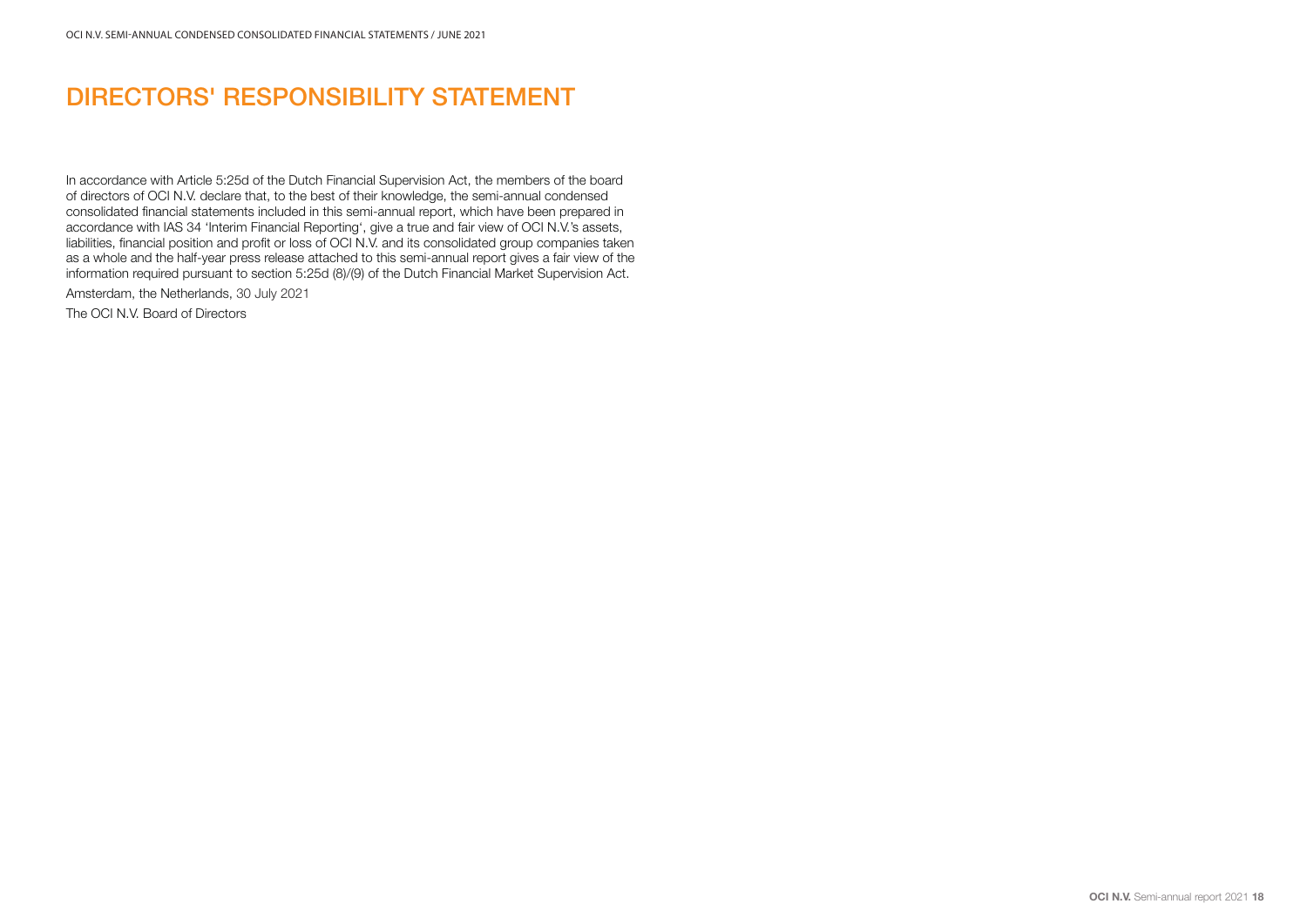# DIRECTORS' RESPONSIBILITY STATEMENT

In accordance with Article 5:25d of the Dutch Financial Supervision Act, the members of the board of directors of OCI N.V. declare that, to the best of their knowledge, the semi-annual condensed consolidated financial statements included in this semi-annual report, which have been prepared in accordance with IAS 34 'Interim Financial Reporting', give a true and fair view of OCI N.V.'s assets, liabilities, financial position and profit or loss of OCI N.V. and its consolidated group companies taken as a whole and the half-year press release attached to this semi-annual report gives a fair view of the information required pursuant to section 5:25d (8)/(9) of the Dutch Financial Market Supervision Act.

Amsterdam, the Netherlands, 30 July 2021

The OCI N.V. Board of Directors